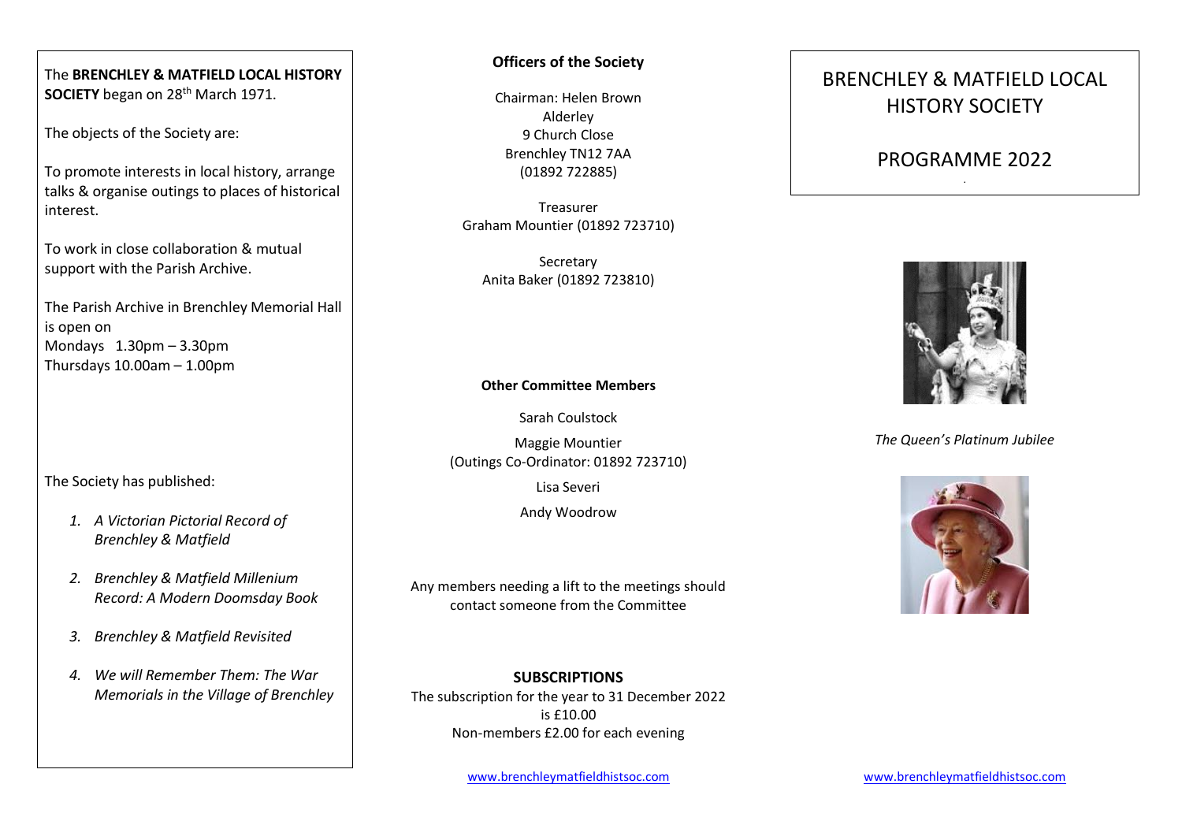The **BRENCHLEY & MATFIELD LOCAL HISTORY SOCIETY** began on 28th March 1971.

The objects of the Society are:

To promote interests in local history, arrange talks & organise outings to places of historical interest.

To work in close collaboration & mutual support with the Parish Archive.

The Parish Archive in Brenchley Memorial Hall is open on
Mondays 1.30pm – 3.30pm
Thursdays 10.00am – 1.00pm

The Society has published:

1. *A Victorian Pictorial Record of Brenchley & Matfield*
2. *Brenchley & Matfield Millenium Record: A Modern Doomsday Book*
3. *Brenchley & Matfield Revisited*
4. *We will Remember Them: The War Memorials in the Village of Brenchley*

**Officers of the Society**

Chairman: Helen Brown
Alderley
9 Church Close
Brenchley TN12 7AA
(01892 722885)

Treasurer
Graham Mountier (01892 723710)

Secretary
Anita Baker (01892 723810)

**Other Committee Members**

Sarah Coulstock

Maggie Mountier
(Outings Co-Ordinator: 01892 723710)

Lisa Severi

Andy Woodrow

Any members needing a lift to the meetings should contact someone from the Committee

**SUBSCRIPTIONS**
The subscription for the year to 31 December 2022 is £10.00
Non-members £2.00 for each evening

www.brenchleymatfieldhistsoc.com

# BRENCHLEY & MATFIELD LOCAL HISTORY SOCIETY

## PROGRAMME 2022

*The Queen's Platinum Jubilee*

www.brenchleymatfieldhistsoc.com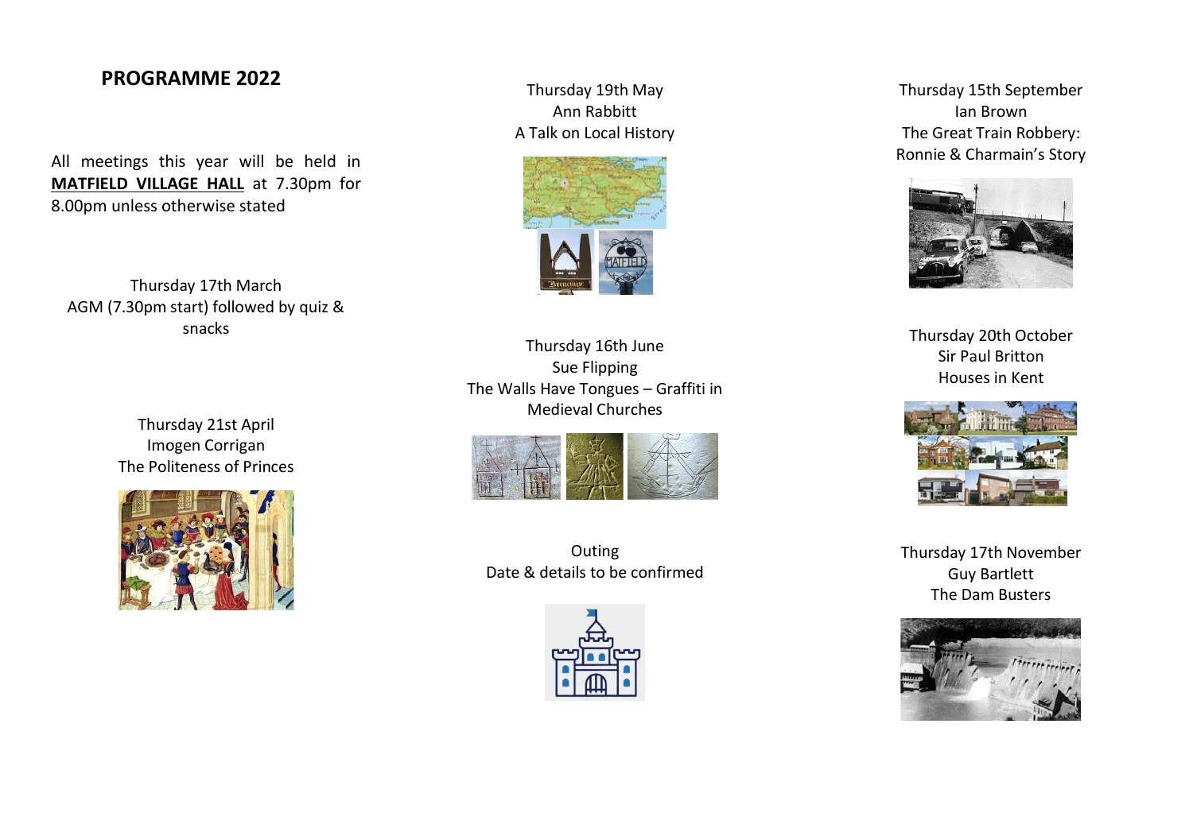## PROGRAMME 2022

All meetings this year will be held in **MATFIELD VILLAGE HALL** at 7.30pm for 8.00pm unless otherwise stated

Thursday 17th March
AGM (7.30pm start) followed by quiz & snacks

Thursday 21st April
Imogen Corrigan
The Politeness of Princes

Thursday 19th May
Ann Rabbitt
A Talk on Local History

Thursday 16th June
Sue Flipping
The Walls Have Tongues – Graffiti in Medieval Churches

Outing
Date & details to be confirmed

Thursday 15th September
Ian Brown
The Great Train Robbery: Ronnie & Charmain's Story

Thursday 20th October
Sir Paul Britton
Houses in Kent

Thursday 17th November
Guy Bartlett
The Dam Busters